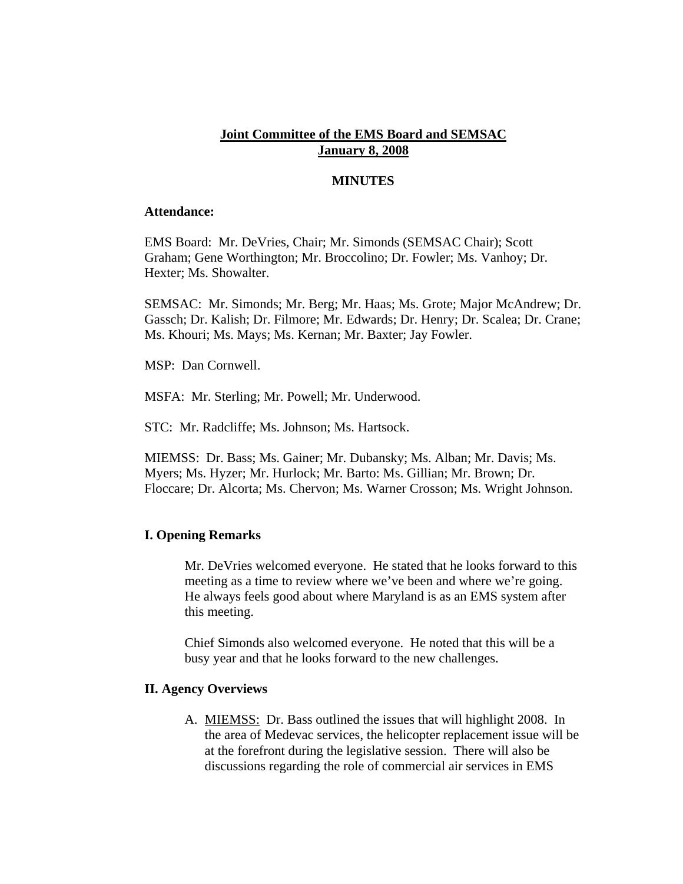# Joint Committee of the EMS Board and SEMSAC
## January 8, 2008

### MINUTES

**Attendance:**

EMS Board: Mr. DeVries, Chair; Mr. Simonds (SEMSAC Chair); Scott Graham; Gene Worthington; Mr. Broccolino; Dr. Fowler; Ms. Vanhoy; Dr. Hexter; Ms. Showalter.

SEMSAC: Mr. Simonds; Mr. Berg; Mr. Haas; Ms. Grote; Major McAndrew; Dr. Gassch; Dr. Kalish; Dr. Filmore; Mr. Edwards; Dr. Henry; Dr. Scalea; Dr. Crane; Ms. Khouri; Ms. Mays; Ms. Kernan; Mr. Baxter; Jay Fowler.

MSP: Dan Cornwell.

MSFA: Mr. Sterling; Mr. Powell; Mr. Underwood.

STC: Mr. Radcliffe; Ms. Johnson; Ms. Hartsock.

MIEMSS: Dr. Bass; Ms. Gainer; Mr. Dubansky; Ms. Alban; Mr. Davis; Ms. Myers; Ms. Hyzer; Mr. Hurlock; Mr. Barto: Ms. Gillian; Mr. Brown; Dr. Floccare; Dr. Alcorta; Ms. Chervon; Ms. Warner Crosson; Ms. Wright Johnson.

**I. Opening Remarks**

Mr. DeVries welcomed everyone. He stated that he looks forward to this meeting as a time to review where we've been and where we're going. He always feels good about where Maryland is as an EMS system after this meeting.

Chief Simonds also welcomed everyone. He noted that this will be a busy year and that he looks forward to the new challenges.

**II. Agency Overviews**

A. MIEMSS: Dr. Bass outlined the issues that will highlight 2008. In the area of Medevac services, the helicopter replacement issue will be at the forefront during the legislative session. There will also be discussions regarding the role of commercial air services in EMS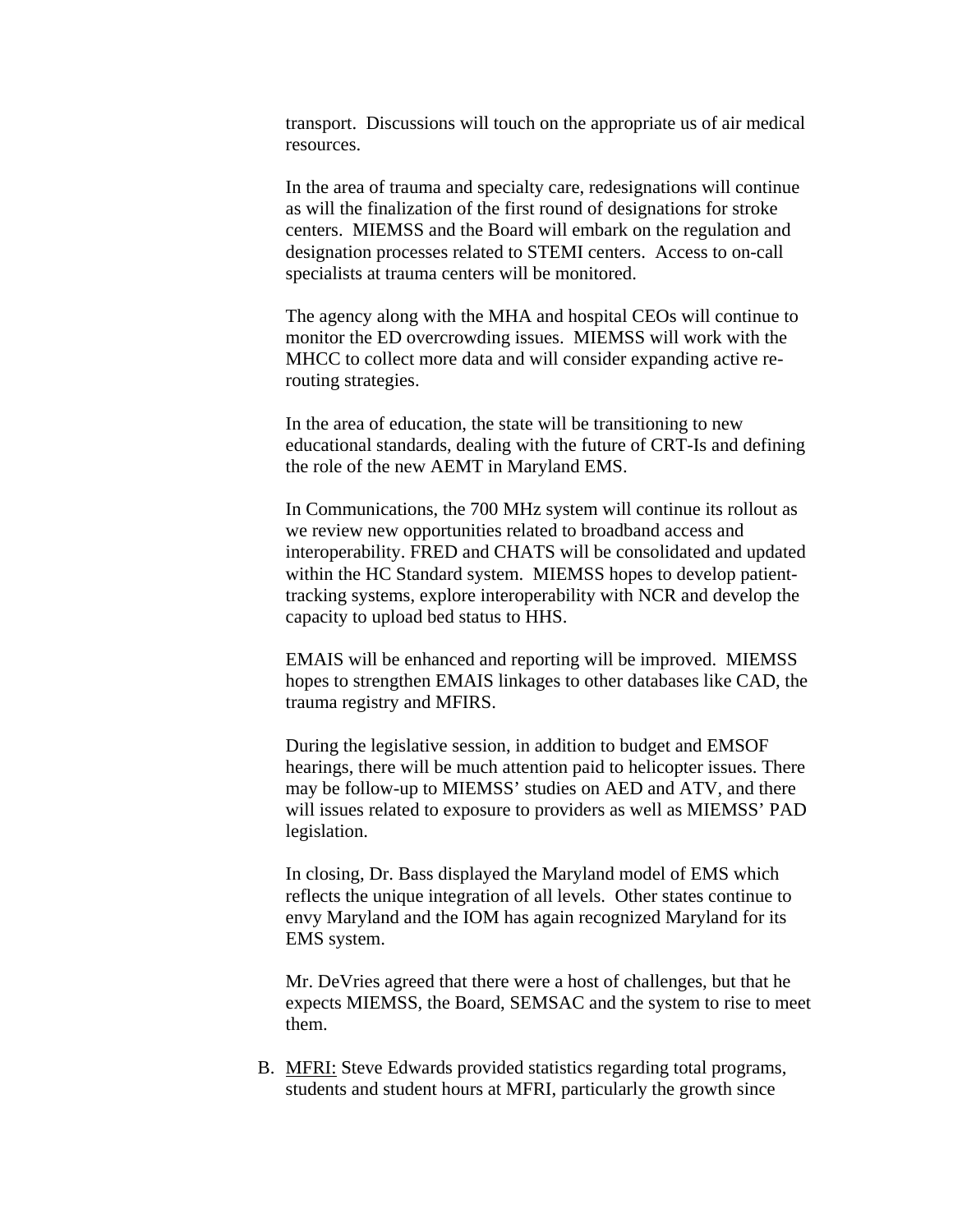transport. Discussions will touch on the appropriate us of air medical resources.

In the area of trauma and specialty care, redesignations will continue as will the finalization of the first round of designations for stroke centers. MIEMSS and the Board will embark on the regulation and designation processes related to STEMI centers. Access to on-call specialists at trauma centers will be monitored.

The agency along with the MHA and hospital CEOs will continue to monitor the ED overcrowding issues. MIEMSS will work with the MHCC to collect more data and will consider expanding active re-routing strategies.

In the area of education, the state will be transitioning to new educational standards, dealing with the future of CRT-Is and defining the role of the new AEMT in Maryland EMS.

In Communications, the 700 MHz system will continue its rollout as we review new opportunities related to broadband access and interoperability. FRED and CHATS will be consolidated and updated within the HC Standard system. MIEMSS hopes to develop patient-tracking systems, explore interoperability with NCR and develop the capacity to upload bed status to HHS.

EMAIS will be enhanced and reporting will be improved. MIEMSS hopes to strengthen EMAIS linkages to other databases like CAD, the trauma registry and MFIRS.

During the legislative session, in addition to budget and EMSOF hearings, there will be much attention paid to helicopter issues. There may be follow-up to MIEMSS' studies on AED and ATV, and there will issues related to exposure to providers as well as MIEMSS' PAD legislation.

In closing, Dr. Bass displayed the Maryland model of EMS which reflects the unique integration of all levels. Other states continue to envy Maryland and the IOM has again recognized Maryland for its EMS system.

Mr. DeVries agreed that there were a host of challenges, but that he expects MIEMSS, the Board, SEMSAC and the system to rise to meet them.

B. MFRI: Steve Edwards provided statistics regarding total programs, students and student hours at MFRI, particularly the growth since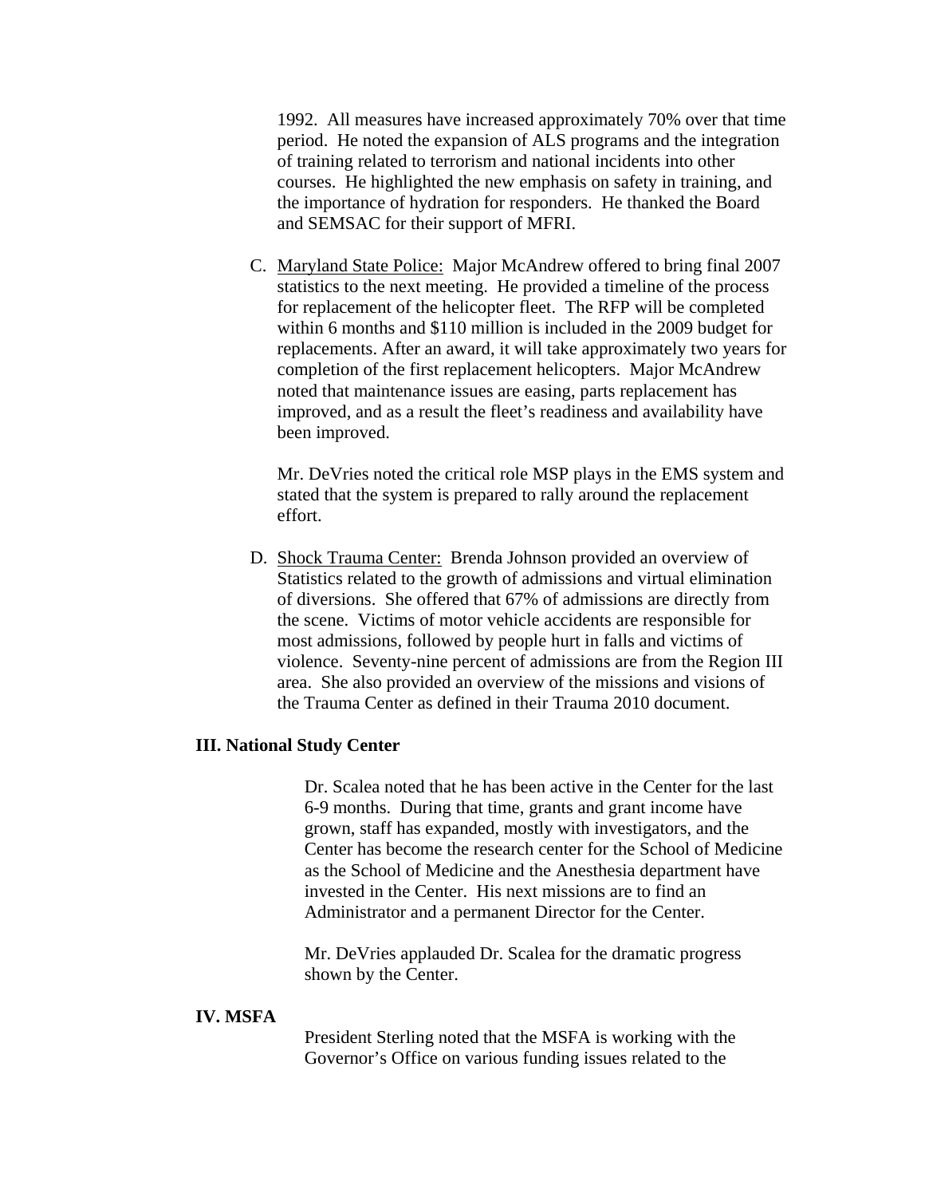1992. All measures have increased approximately 70% over that time period. He noted the expansion of ALS programs and the integration of training related to terrorism and national incidents into other courses. He highlighted the new emphasis on safety in training, and the importance of hydration for responders. He thanked the Board and SEMSAC for their support of MFRI.

C. Maryland State Police: Major McAndrew offered to bring final 2007 statistics to the next meeting. He provided a timeline of the process for replacement of the helicopter fleet. The RFP will be completed within 6 months and $110 million is included in the 2009 budget for replacements. After an award, it will take approximately two years for completion of the first replacement helicopters. Major McAndrew noted that maintenance issues are easing, parts replacement has improved, and as a result the fleet's readiness and availability have been improved.

   Mr. DeVries noted the critical role MSP plays in the EMS system and stated that the system is prepared to rally around the replacement effort.

D. Shock Trauma Center: Brenda Johnson provided an overview of Statistics related to the growth of admissions and virtual elimination of diversions. She offered that 67% of admissions are directly from the scene. Victims of motor vehicle accidents are responsible for most admissions, followed by people hurt in falls and victims of violence. Seventy-nine percent of admissions are from the Region III area. She also provided an overview of the missions and visions of the Trauma Center as defined in their Trauma 2010 document.

**III. National Study Center**

Dr. Scalea noted that he has been active in the Center for the last 6-9 months. During that time, grants and grant income have grown, staff has expanded, mostly with investigators, and the Center has become the research center for the School of Medicine as the School of Medicine and the Anesthesia department have invested in the Center. His next missions are to find an Administrator and a permanent Director for the Center.

Mr. DeVries applauded Dr. Scalea for the dramatic progress shown by the Center.

**IV. MSFA**

President Sterling noted that the MSFA is working with the Governor's Office on various funding issues related to the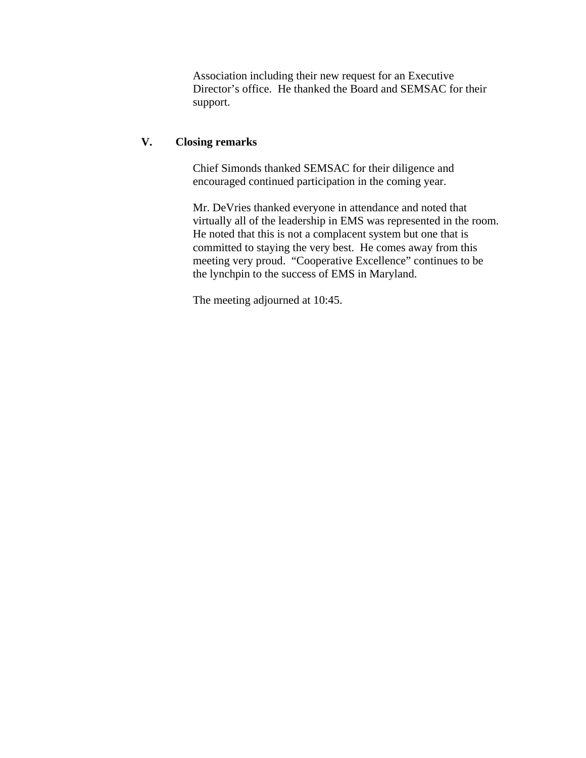Association including their new request for an Executive Director's office. He thanked the Board and SEMSAC for their support.

## V. Closing remarks

Chief Simonds thanked SEMSAC for their diligence and encouraged continued participation in the coming year.

Mr. DeVries thanked everyone in attendance and noted that virtually all of the leadership in EMS was represented in the room. He noted that this is not a complacent system but one that is committed to staying the very best. He comes away from this meeting very proud. "Cooperative Excellence" continues to be the lynchpin to the success of EMS in Maryland.

The meeting adjourned at 10:45.